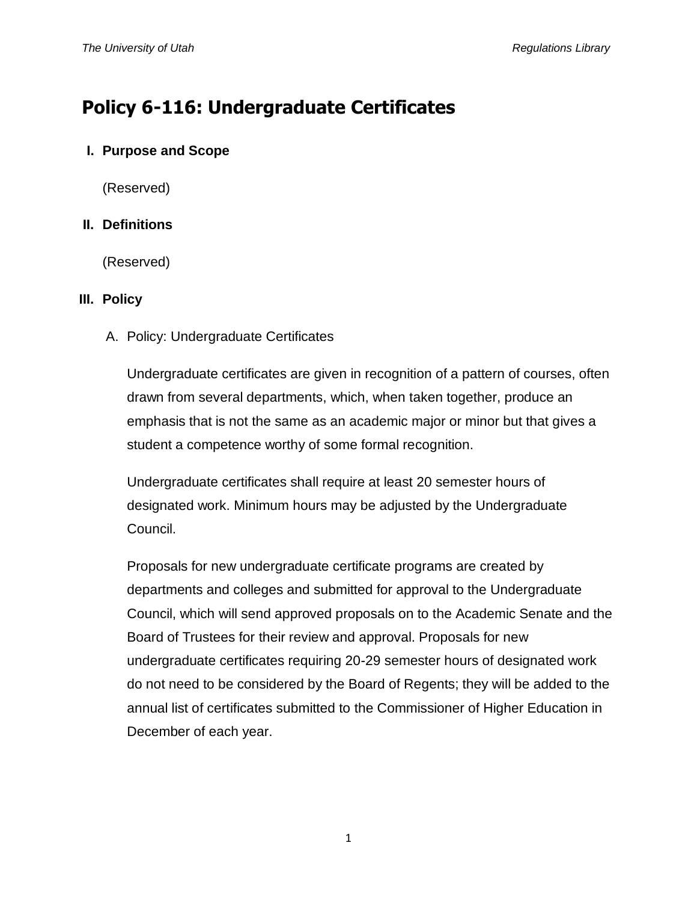# Policy 6-116: Undergraduate Certificates

## I. Purpose and Scope

(Reserved)

## II. Definitions

(Reserved)

## III. Policy

A. Policy: Undergraduate Certificates

Undergraduate certificates are given in recognition of a pattern of courses, often drawn from several departments, which, when taken together, produce an emphasis that is not the same as an academic major or minor but that gives a student a competence worthy of some formal recognition.

Undergraduate certificates shall require at least 20 semester hours of designated work. Minimum hours may be adjusted by the Undergraduate Council.

Proposals for new undergraduate certificate programs are created by departments and colleges and submitted for approval to the Undergraduate Council, which will send approved proposals on to the Academic Senate and the Board of Trustees for their review and approval. Proposals for new undergraduate certificates requiring 20-29 semester hours of designated work do not need to be considered by the Board of Regents; they will be added to the annual list of certificates submitted to the Commissioner of Higher Education in December of each year.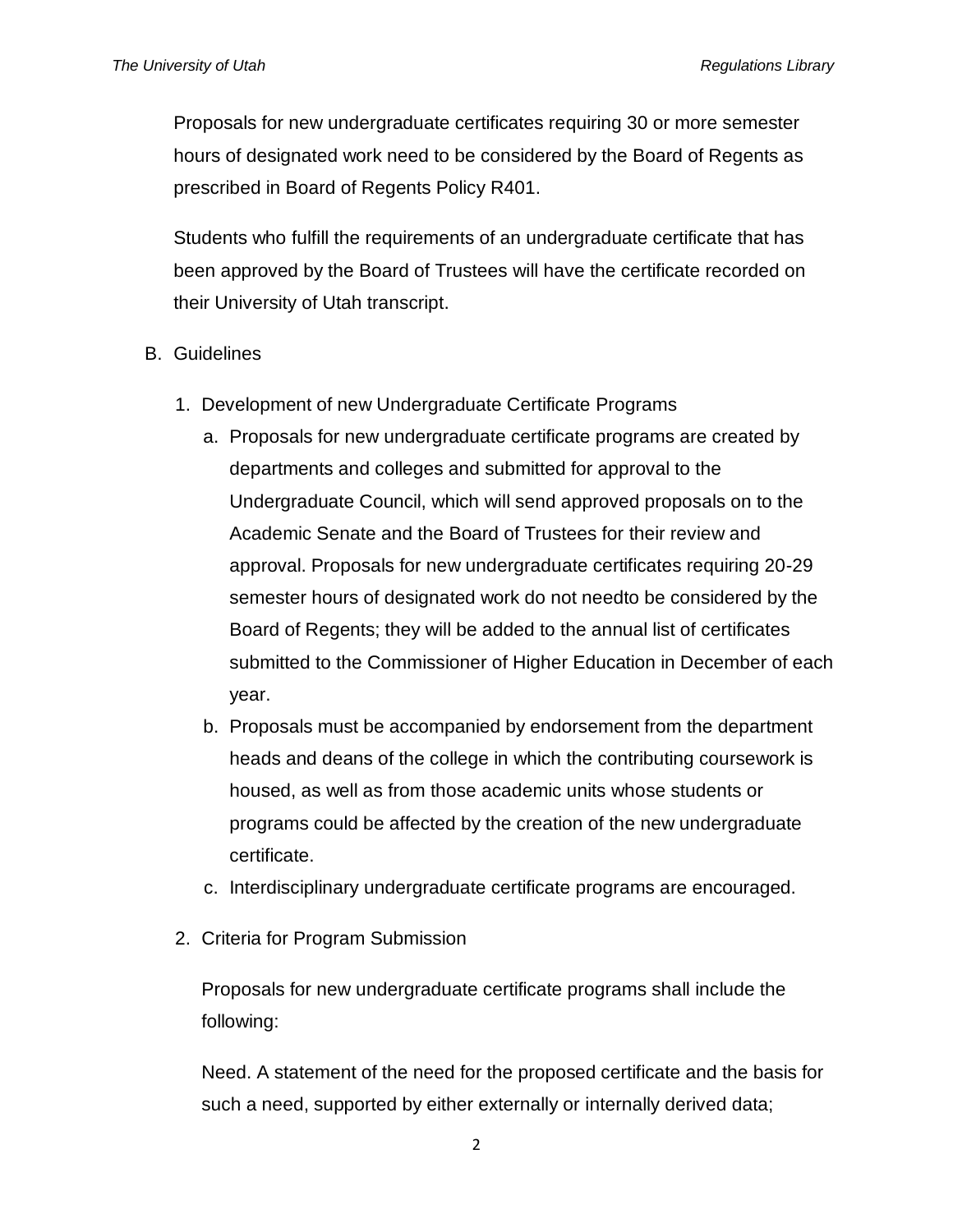Proposals for new undergraduate certificates requiring 30 or more semester hours of designated work need to be considered by the Board of Regents as prescribed in Board of Regents Policy R401.

Students who fulfill the requirements of an undergraduate certificate that has been approved by the Board of Trustees will have the certificate recorded on their University of Utah transcript.

B. Guidelines

1. Development of new Undergraduate Certificate Programs
   a. Proposals for new undergraduate certificate programs are created by departments and colleges and submitted for approval to the Undergraduate Council, which will send approved proposals on to the Academic Senate and the Board of Trustees for their review and approval. Proposals for new undergraduate certificates requiring 20-29 semester hours of designated work do not needto be considered by the Board of Regents; they will be added to the annual list of certificates submitted to the Commissioner of Higher Education in December of each year.
   b. Proposals must be accompanied by endorsement from the department heads and deans of the college in which the contributing coursework is housed, as well as from those academic units whose students or programs could be affected by the creation of the new undergraduate certificate.
   c. Interdisciplinary undergraduate certificate programs are encouraged.

2. Criteria for Program Submission

   Proposals for new undergraduate certificate programs shall include the following:

   Need. A statement of the need for the proposed certificate and the basis for such a need, supported by either externally or internally derived data;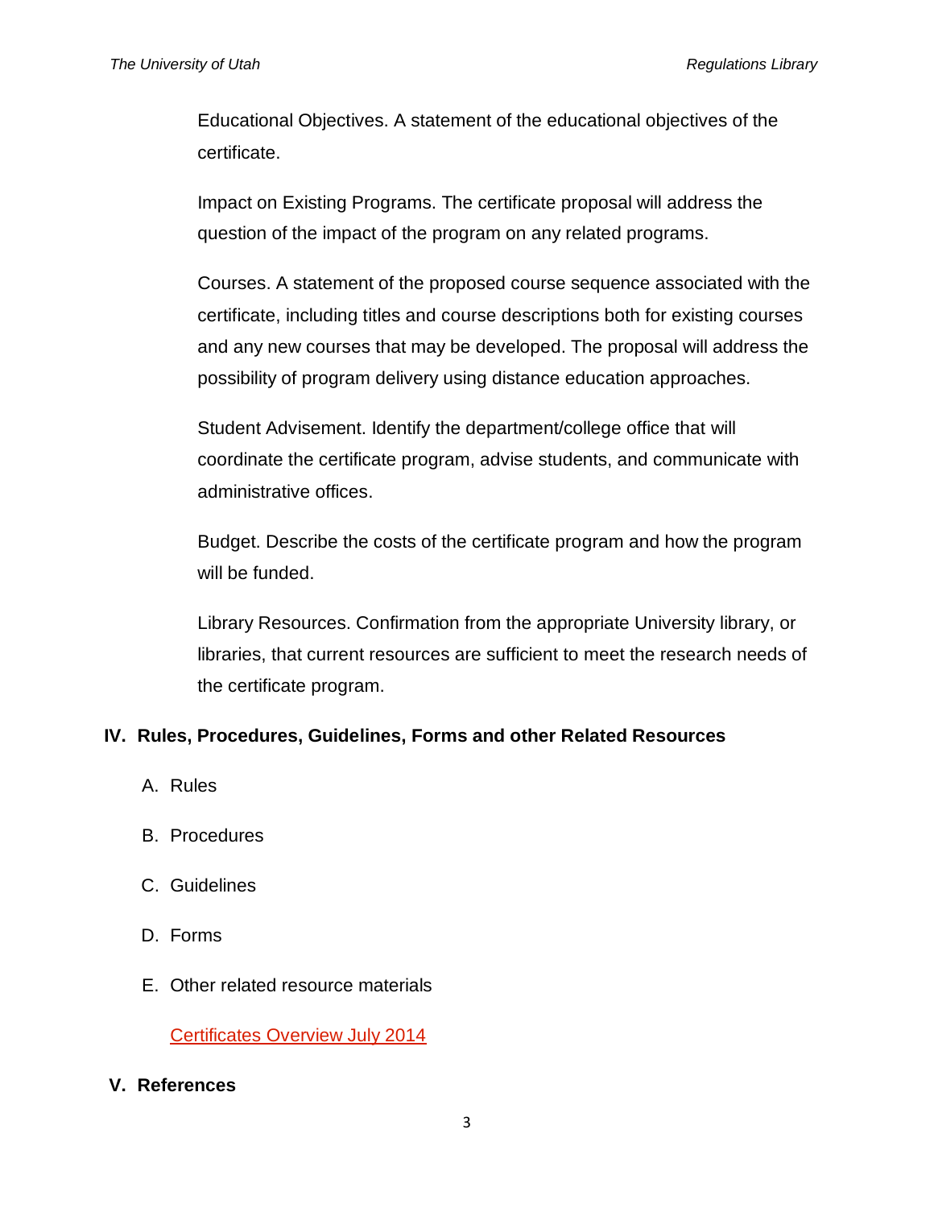Educational Objectives. A statement of the educational objectives of the certificate.

Impact on Existing Programs. The certificate proposal will address the question of the impact of the program on any related programs.

Courses. A statement of the proposed course sequence associated with the certificate, including titles and course descriptions both for existing courses and any new courses that may be developed. The proposal will address the possibility of program delivery using distance education approaches.

Student Advisement. Identify the department/college office that will coordinate the certificate program, advise students, and communicate with administrative offices.

Budget. Describe the costs of the certificate program and how the program will be funded.

Library Resources. Confirmation from the appropriate University library, or libraries, that current resources are sufficient to meet the research needs of the certificate program.

## IV. Rules, Procedures, Guidelines, Forms and other Related Resources

A. Rules

B. Procedures

C. Guidelines

D. Forms

E. Other related resource materials

Certificates Overview July 2014

## V. References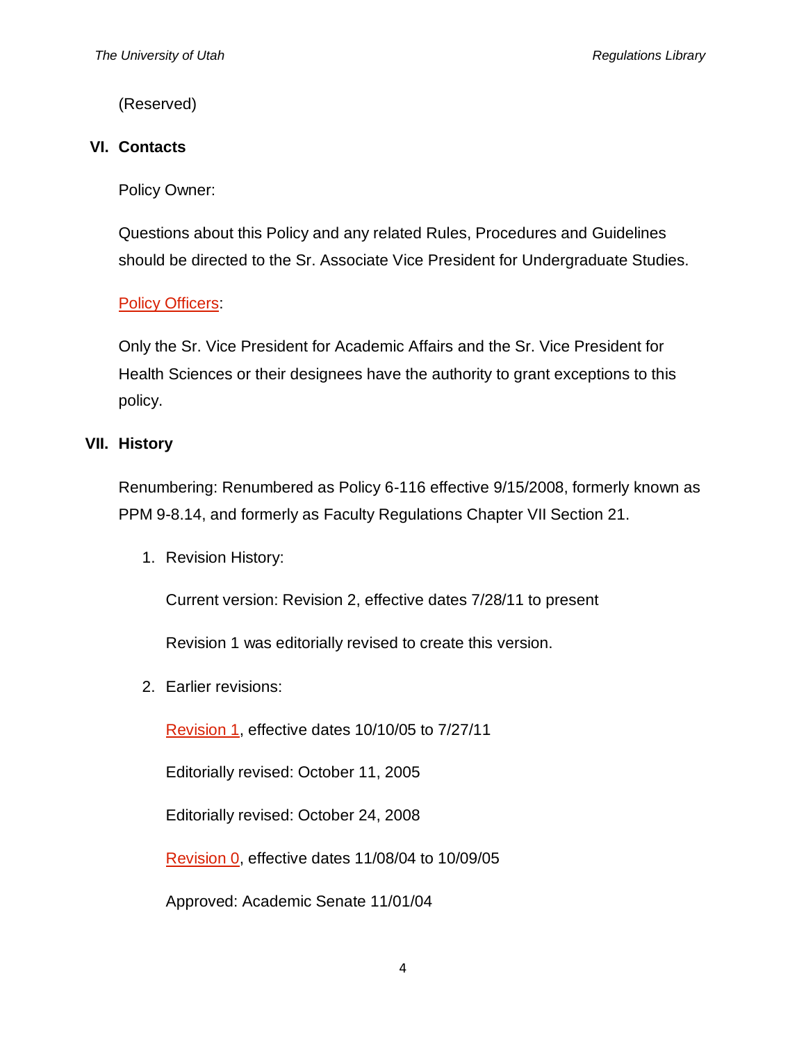(Reserved)

## VI. Contacts

Policy Owner:

Questions about this Policy and any related Rules, Procedures and Guidelines should be directed to the Sr. Associate Vice President for Undergraduate Studies.

Policy Officers:

Only the Sr. Vice President for Academic Affairs and the Sr. Vice President for Health Sciences or their designees have the authority to grant exceptions to this policy.

## VII. History

Renumbering: Renumbered as Policy 6-116 effective 9/15/2008, formerly known as PPM 9-8.14, and formerly as Faculty Regulations Chapter VII Section 21.

1. Revision History:

   Current version: Revision 2, effective dates 7/28/11 to present

   Revision 1 was editorially revised to create this version.

2. Earlier revisions:

   Revision 1, effective dates 10/10/05 to 7/27/11

   Editorially revised: October 11, 2005

   Editorially revised: October 24, 2008

   Revision 0, effective dates 11/08/04 to 10/09/05

   Approved: Academic Senate 11/01/04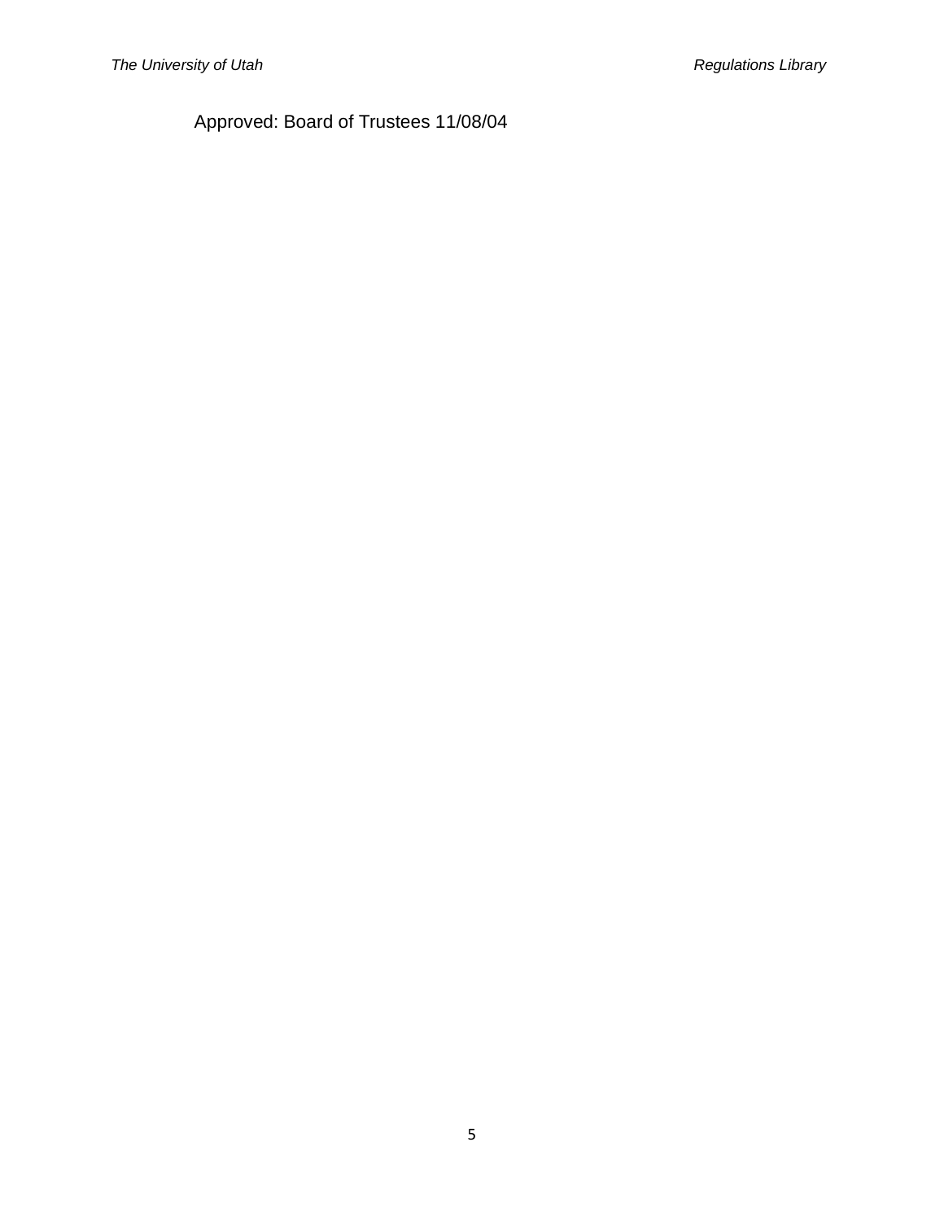Approved: Board of Trustees 11/08/04